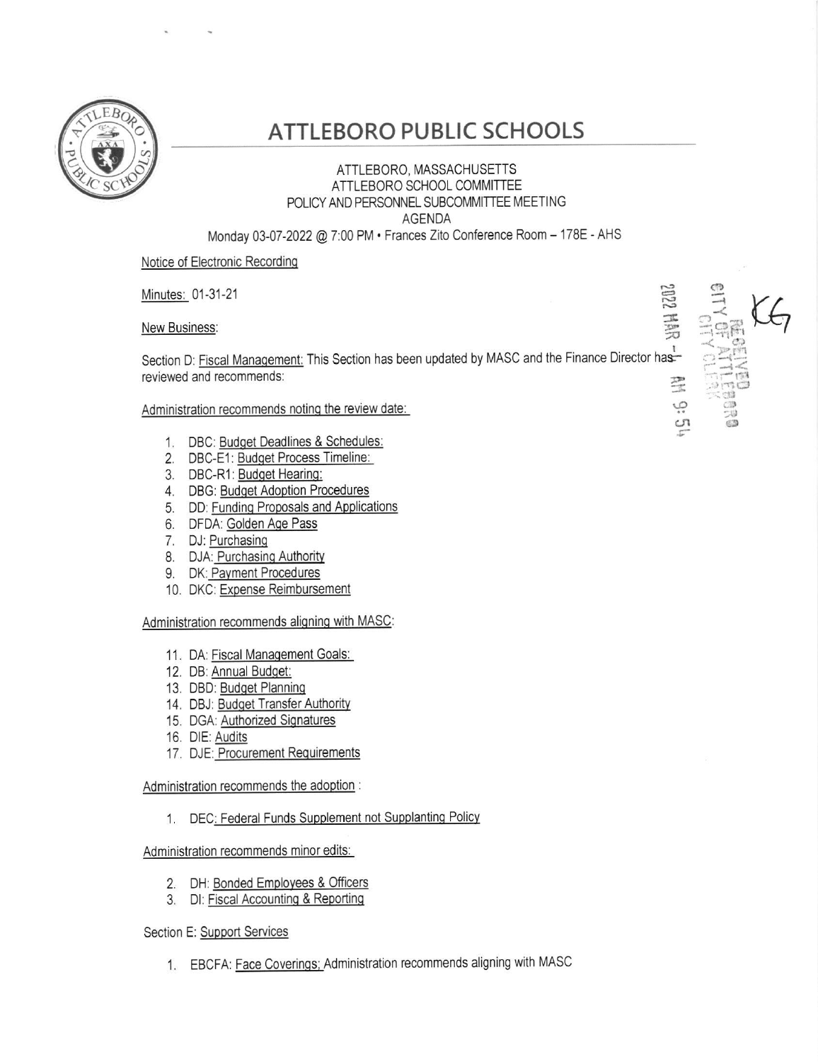# ATTLEBORO PUBLIC SCHOOLS

ATTLEBORO, MASSACHUSETTS
ATTLEBORO SCHOOL COMMITTEE
POLICY AND PERSONNEL SUBCOMMITTEE MEETING
AGENDA
Monday 03-07-2022 @ 7:00 PM • Frances Zito Conference Room – 178E - AHS

Notice of Electronic Recording

Minutes: 01-31-21

New Business:

Section D: Fiscal Management: This Section has been updated by MASC and the Finance Director has reviewed and recommends:

Administration recommends noting the review date:

1. DBC: Budget Deadlines & Schedules:
2. DBC-E1: Budget Process Timeline:
3. DBC-R1: Budget Hearing:
4. DBG: Budget Adoption Procedures
5. DD: Funding Proposals and Applications
6. DFDA: Golden Age Pass
7. DJ: Purchasing
8. DJA: Purchasing Authority
9. DK: Payment Procedures
10. DKC: Expense Reimbursement

Administration recommends aligning with MASC:

11. DA: Fiscal Management Goals:
12. DB: Annual Budget:
13. DBD: Budget Planning
14. DBJ: Budget Transfer Authority
15. DGA: Authorized Signatures
16. DIE: Audits
17. DJE: Procurement Requirements

Administration recommends the adoption :

1. DEC: Federal Funds Supplement not Supplanting Policy

Administration recommends minor edits:

2. DH: Bonded Employees & Officers
3. DI: Fiscal Accounting & Reporting

Section E: Support Services

1. EBCFA: Face Coverings: Administration recommends aligning with MASC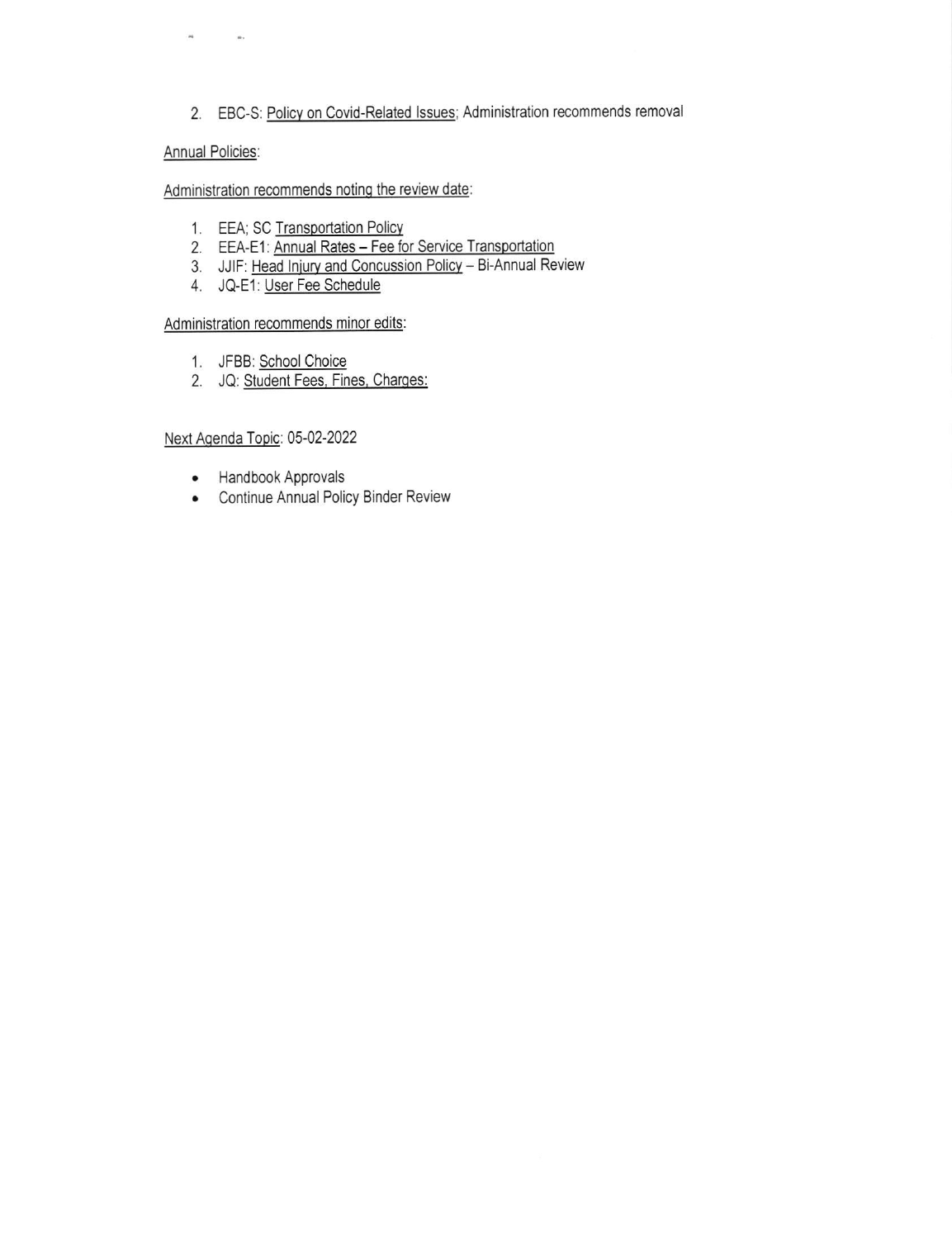2. EBC-S: Policy on Covid-Related Issues; Administration recommends removal

Annual Policies:

Administration recommends noting the review date:

1. EEA; SC Transportation Policy
2. EEA-E1: Annual Rates – Fee for Service Transportation
3. JJIF: Head Injury and Concussion Policy – Bi-Annual Review
4. JQ-E1: User Fee Schedule

Administration recommends minor edits:

1. JFBB: School Choice
2. JQ: Student Fees, Fines, Charges:

Next Agenda Topic: 05-02-2022

- Handbook Approvals
- Continue Annual Policy Binder Review